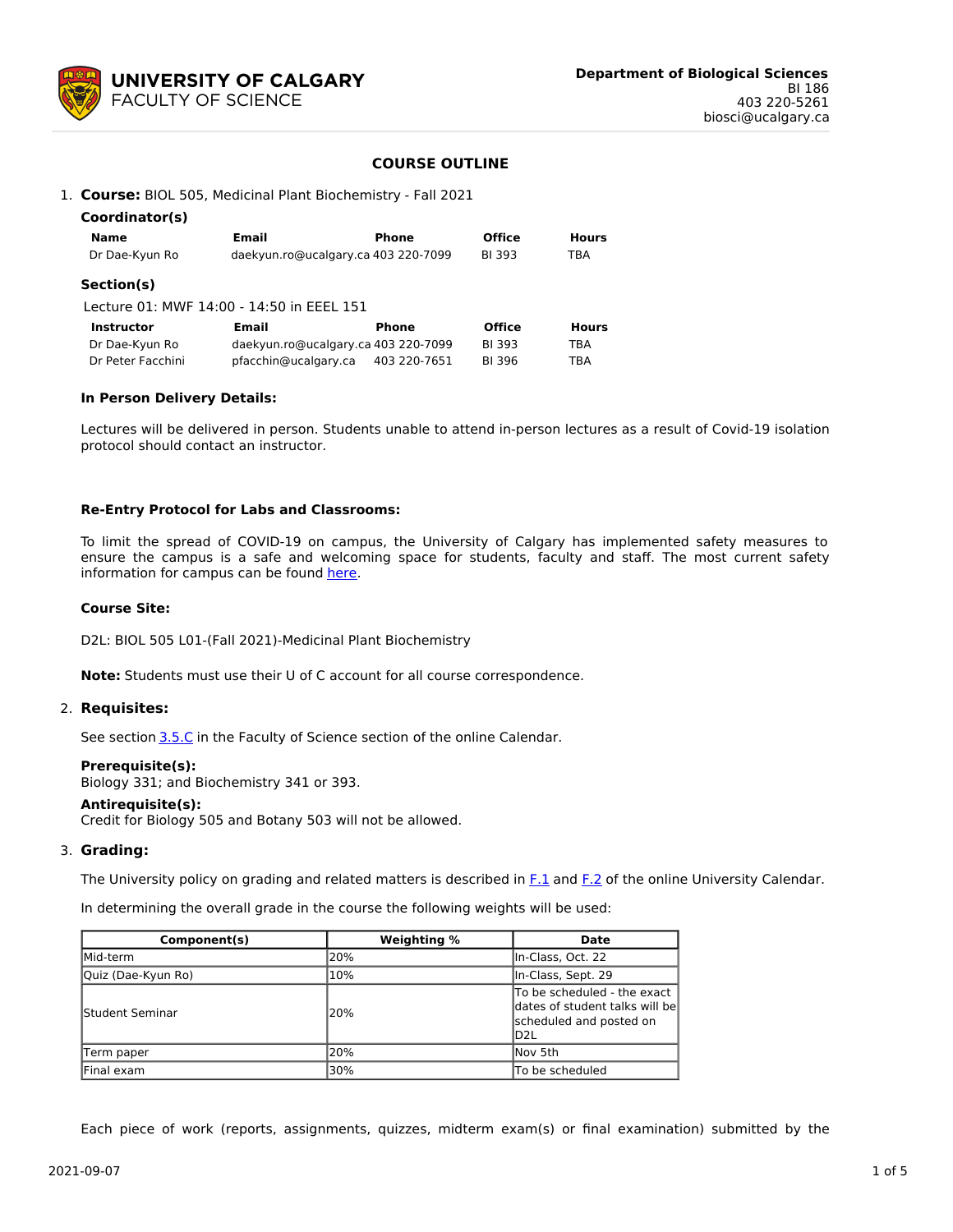**UNIVERSITY OF CALGARY**
**FACULTY OF SCIENCE**

**Department of Biological Sciences**
BI 186
403 220-5261
biosci@ucalgary.ca

# COURSE OUTLINE

1. **Course:** BIOL 505, Medicinal Plant Biochemistry - Fall 2021

### Coordinator(s)

| Name | Email | Phone | Office | Hours |
|---|---|---|---|---|
| Dr Dae-Kyun Ro | daekyun.ro@ucalgary.ca | 403 220-7099 | BI 393 | TBA |

### Section(s)

Lecture 01: MWF 14:00 - 14:50 in EEEL 151

| Instructor | Email | Phone | Office | Hours |
|---|---|---|---|---|
| Dr Dae-Kyun Ro | daekyun.ro@ucalgary.ca | 403 220-7099 | BI 393 | TBA |
| Dr Peter Facchini | pfacchin@ucalgary.ca | 403 220-7651 | BI 396 | TBA |

**In Person Delivery Details:**

Lectures will be delivered in person. Students unable to attend in-person lectures as a result of Covid-19 isolation protocol should contact an instructor.

**Re-Entry Protocol for Labs and Classrooms:**

To limit the spread of COVID-19 on campus, the University of Calgary has implemented safety measures to ensure the campus is a safe and welcoming space for students, faculty and staff. The most current safety information for campus can be found here.

**Course Site:**

D2L: BIOL 505 L01-(Fall 2021)-Medicinal Plant Biochemistry

**Note:** Students must use their U of C account for all course correspondence.

2. **Requisites:**

See section 3.5.C in the Faculty of Science section of the online Calendar.

**Prerequisite(s):**
Biology 331; and Biochemistry 341 or 393.

**Antirequisite(s):**
Credit for Biology 505 and Botany 503 will not be allowed.

3. **Grading:**

The University policy on grading and related matters is described in F.1 and F.2 of the online University Calendar.

In determining the overall grade in the course the following weights will be used:

| Component(s) | Weighting % | Date |
|---|---|---|
| Mid-term | 20% | In-Class, Oct. 22 |
| Quiz (Dae-Kyun Ro) | 10% | In-Class, Sept. 29 |
| Student Seminar | 20% | To be scheduled - the exact dates of student talks will be scheduled and posted on D2L |
| Term paper | 20% | Nov 5th |
| Final exam | 30% | To be scheduled |

Each piece of work (reports, assignments, quizzes, midterm exam(s) or final examination) submitted by the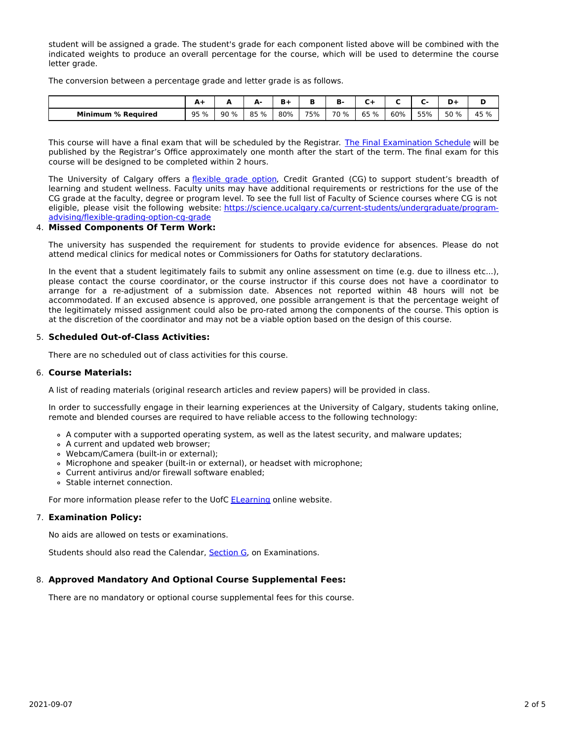student will be assigned a grade. The student's grade for each component listed above will be combined with the indicated weights to produce an overall percentage for the course, which will be used to determine the course letter grade.

The conversion between a percentage grade and letter grade is as follows.

| | A+ | A | A- | B+ | B | B- | C+ | C | C- | D+ | D |
|---|---|---|---|---|---|---|---|---|---|---|---|
| **Minimum % Required** | 95 % | 90 % | 85 % | 80% | 75% | 70 % | 65 % | 60% | 55% | 50 % | 45 % |

This course will have a final exam that will be scheduled by the Registrar. [The Final Examination Schedule](#) will be published by the Registrar's Office approximately one month after the start of the term. The final exam for this course will be designed to be completed within 2 hours.

The University of Calgary offers a [flexible grade option](#), Credit Granted (CG) to support student's breadth of learning and student wellness. Faculty units may have additional requirements or restrictions for the use of the CG grade at the faculty, degree or program level. To see the full list of Faculty of Science courses where CG is not eligible, please visit the following website: [https://science.ucalgary.ca/current-students/undergraduate/program-advising/flexible-grading-option-cg-grade](https://science.ucalgary.ca/current-students/undergraduate/program-advising/flexible-grading-option-cg-grade)

4. **Missed Components Of Term Work:**

The university has suspended the requirement for students to provide evidence for absences. Please do not attend medical clinics for medical notes or Commissioners for Oaths for statutory declarations.

In the event that a student legitimately fails to submit any online assessment on time (e.g. due to illness etc...), please contact the course coordinator, or the course instructor if this course does not have a coordinator to arrange for a re-adjustment of a submission date. Absences not reported within 48 hours will not be accommodated. If an excused absence is approved, one possible arrangement is that the percentage weight of the legitimately missed assignment could also be pro-rated among the components of the course. This option is at the discretion of the coordinator and may not be a viable option based on the design of this course.

5. **Scheduled Out-of-Class Activities:**

There are no scheduled out of class activities for this course.

6. **Course Materials:**

A list of reading materials (original research articles and review papers) will be provided in class.

In order to successfully engage in their learning experiences at the University of Calgary, students taking online, remote and blended courses are required to have reliable access to the following technology:

- A computer with a supported operating system, as well as the latest security, and malware updates;
- A current and updated web browser;
- Webcam/Camera (built-in or external);
- Microphone and speaker (built-in or external), or headset with microphone;
- Current antivirus and/or firewall software enabled;
- Stable internet connection.

For more information please refer to the UofC [ELearning](#) online website.

7. **Examination Policy:**

No aids are allowed on tests or examinations.

Students should also read the Calendar, [Section G](#), on Examinations.

8. **Approved Mandatory And Optional Course Supplemental Fees:**

There are no mandatory or optional course supplemental fees for this course.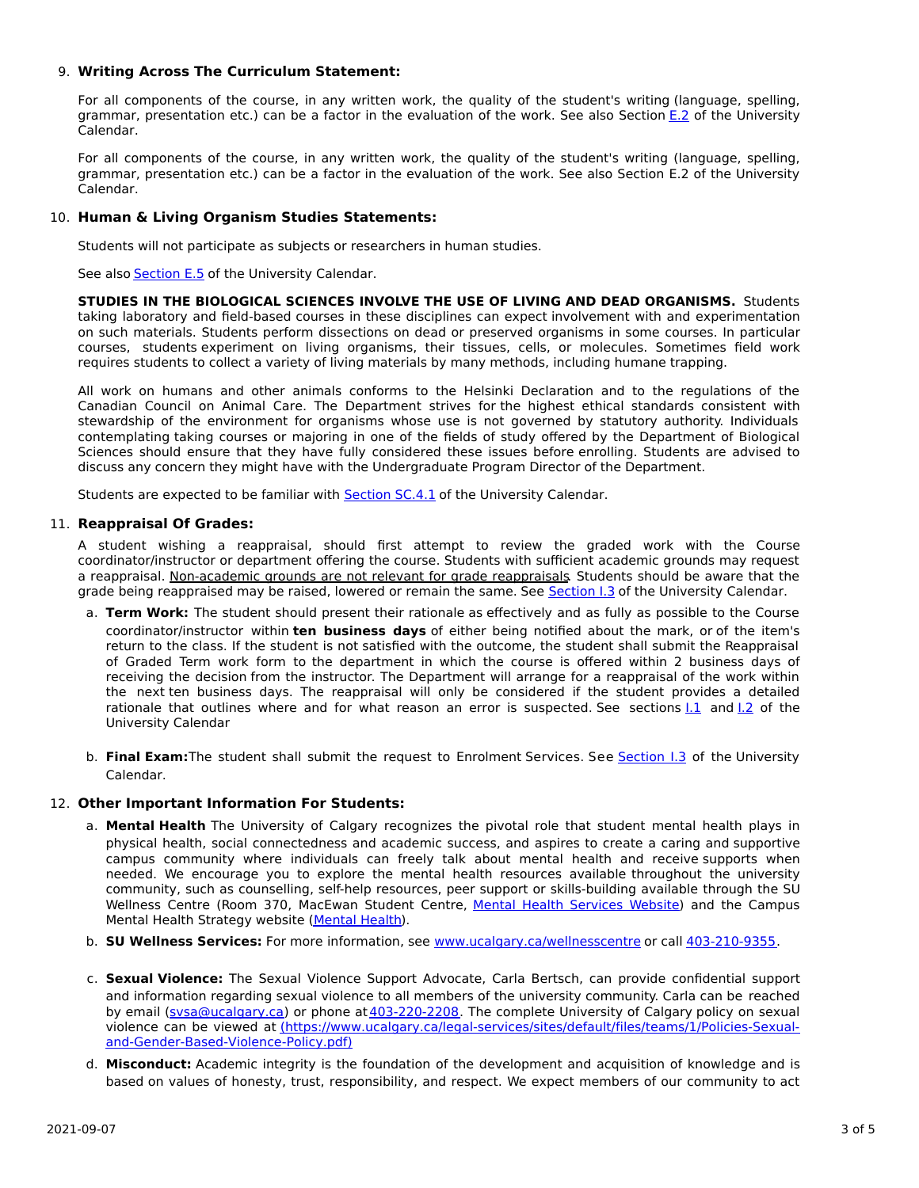9. **Writing Across The Curriculum Statement:**

   For all components of the course, in any written work, the quality of the student's writing (language, spelling, grammar, presentation etc.) can be a factor in the evaluation of the work. See also Section E.2 of the University Calendar.

   For all components of the course, in any written work, the quality of the student's writing (language, spelling, grammar, presentation etc.) can be a factor in the evaluation of the work. See also Section E.2 of the University Calendar.

10. **Human & Living Organism Studies Statements:**

    Students will not participate as subjects or researchers in human studies.

    See also Section E.5 of the University Calendar.

    **STUDIES IN THE BIOLOGICAL SCIENCES INVOLVE THE USE OF LIVING AND DEAD ORGANISMS.** Students taking laboratory and field-based courses in these disciplines can expect involvement with and experimentation on such materials. Students perform dissections on dead or preserved organisms in some courses. In particular courses, students experiment on living organisms, their tissues, cells, or molecules. Sometimes field work requires students to collect a variety of living materials by many methods, including humane trapping.

    All work on humans and other animals conforms to the Helsinki Declaration and to the regulations of the Canadian Council on Animal Care. The Department strives for the highest ethical standards consistent with stewardship of the environment for organisms whose use is not governed by statutory authority. Individuals contemplating taking courses or majoring in one of the fields of study offered by the Department of Biological Sciences should ensure that they have fully considered these issues before enrolling. Students are advised to discuss any concern they might have with the Undergraduate Program Director of the Department.

    Students are expected to be familiar with Section SC.4.1 of the University Calendar.

11. **Reappraisal Of Grades:**

    A student wishing a reappraisal, should first attempt to review the graded work with the Course coordinator/instructor or department offering the course. Students with sufficient academic grounds may request a reappraisal. Non-academic grounds are not relevant for grade reappraisals. Students should be aware that the grade being reappraised may be raised, lowered or remain the same. See Section I.3 of the University Calendar.

    a. **Term Work:** The student should present their rationale as effectively and as fully as possible to the Course coordinator/instructor within **ten business days** of either being notified about the mark, or of the item's return to the class. If the student is not satisfied with the outcome, the student shall submit the Reappraisal of Graded Term work form to the department in which the course is offered within 2 business days of receiving the decision from the instructor. The Department will arrange for a reappraisal of the work within the next ten business days. The reappraisal will only be considered if the student provides a detailed rationale that outlines where and for what reason an error is suspected. See sections I.1 and I.2 of the University Calendar

    b. **Final Exam:** The student shall submit the request to Enrolment Services. See Section I.3 of the University Calendar.

12. **Other Important Information For Students:**

    a. **Mental Health** The University of Calgary recognizes the pivotal role that student mental health plays in physical health, social connectedness and academic success, and aspires to create a caring and supportive campus community where individuals can freely talk about mental health and receive supports when needed. We encourage you to explore the mental health resources available throughout the university community, such as counselling, self-help resources, peer support or skills-building available through the SU Wellness Centre (Room 370, MacEwan Student Centre, Mental Health Services Website) and the Campus Mental Health Strategy website (Mental Health).

    b. **SU Wellness Services:** For more information, see www.ucalgary.ca/wellnesscentre or call 403-210-9355.

    c. **Sexual Violence:** The Sexual Violence Support Advocate, Carla Bertsch, can provide confidential support and information regarding sexual violence to all members of the university community. Carla can be reached by email (svsa@ucalgary.ca) or phone at 403-220-2208. The complete University of Calgary policy on sexual violence can be viewed at (https://www.ucalgary.ca/legal-services/sites/default/files/teams/1/Policies-Sexual-and-Gender-Based-Violence-Policy.pdf)

    d. **Misconduct:** Academic integrity is the foundation of the development and acquisition of knowledge and is based on values of honesty, trust, responsibility, and respect. We expect members of our community to act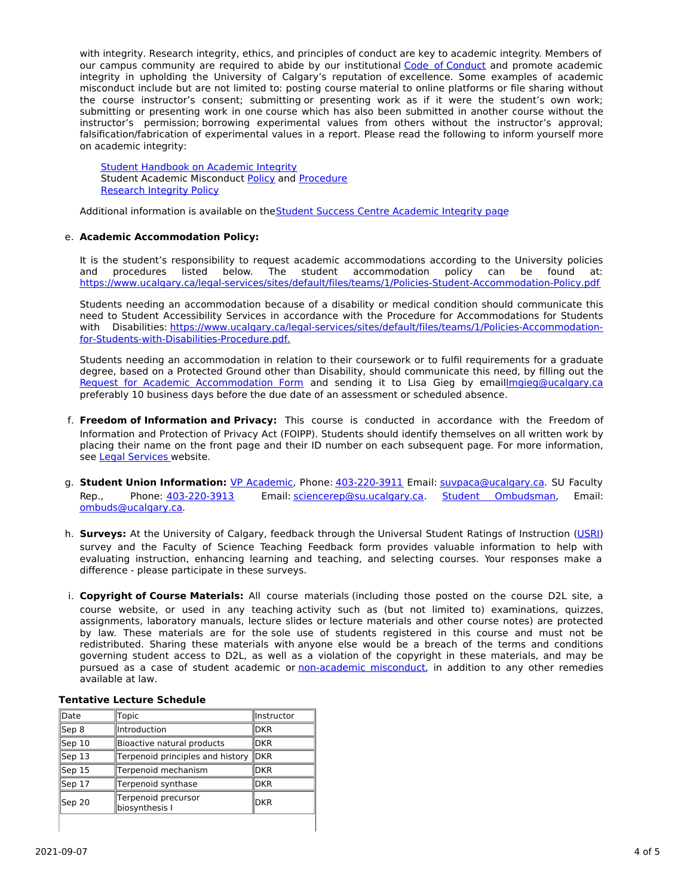with integrity. Research integrity, ethics, and principles of conduct are key to academic integrity. Members of our campus community are required to abide by our institutional Code of Conduct and promote academic integrity in upholding the University of Calgary's reputation of excellence. Some examples of academic misconduct include but are not limited to: posting course material to online platforms or file sharing without the course instructor's consent; submitting or presenting work as if it were the student's own work; submitting or presenting work in one course which has also been submitted in another course without the instructor's permission; borrowing experimental values from others without the instructor's approval; falsification/fabrication of experimental values in a report. Please read the following to inform yourself more on academic integrity:

Student Handbook on Academic Integrity
Student Academic Misconduct Policy and Procedure
Research Integrity Policy

Additional information is available on the Student Success Centre Academic Integrity page

e. **Academic Accommodation Policy:**

It is the student's responsibility to request academic accommodations according to the University policies and procedures listed below. The student accommodation policy can be found at: https://www.ucalgary.ca/legal-services/sites/default/files/teams/1/Policies-Student-Accommodation-Policy.pdf

Students needing an accommodation because of a disability or medical condition should communicate this need to Student Accessibility Services in accordance with the Procedure for Accommodations for Students with Disabilities: https://www.ucalgary.ca/legal-services/sites/default/files/teams/1/Policies-Accommodation-for-Students-with-Disabilities-Procedure.pdf.

Students needing an accommodation in relation to their coursework or to fulfil requirements for a graduate degree, based on a Protected Ground other than Disability, should communicate this need, by filling out the Request for Academic Accommodation Form and sending it to Lisa Gieg by email lmgieg@ucalgary.ca preferably 10 business days before the due date of an assessment or scheduled absence.

f. **Freedom of Information and Privacy:** This course is conducted in accordance with the Freedom of Information and Protection of Privacy Act (FOIPP). Students should identify themselves on all written work by placing their name on the front page and their ID number on each subsequent page. For more information, see Legal Services website.

g. **Student Union Information:** VP Academic, Phone: 403-220-3911 Email: suvpaca@ucalgary.ca. SU Faculty Rep., Phone: 403-220-3913 Email: sciencerep@su.ucalgary.ca. Student Ombudsman, Email: ombuds@ucalgary.ca.

h. **Surveys:** At the University of Calgary, feedback through the Universal Student Ratings of Instruction (USRI) survey and the Faculty of Science Teaching Feedback form provides valuable information to help with evaluating instruction, enhancing learning and teaching, and selecting courses. Your responses make a difference - please participate in these surveys.

i. **Copyright of Course Materials:** All course materials (including those posted on the course D2L site, a course website, or used in any teaching activity such as (but not limited to) examinations, quizzes, assignments, laboratory manuals, lecture slides or lecture materials and other course notes) are protected by law. These materials are for the sole use of students registered in this course and must not be redistributed. Sharing these materials with anyone else would be a breach of the terms and conditions governing student access to D2L, as well as a violation of the copyright in these materials, and may be pursued as a case of student academic or non-academic misconduct, in addition to any other remedies available at law.

**Tentative Lecture Schedule**

| Date | Topic | Instructor |
|---|---|---|
| Sep 8 | Introduction | DKR |
| Sep 10 | Bioactive natural products | DKR |
| Sep 13 | Terpenoid principles and history | DKR |
| Sep 15 | Terpenoid mechanism | DKR |
| Sep 17 | Terpenoid synthase | DKR |
| Sep 20 | Terpenoid precursor biosynthesis I | DKR |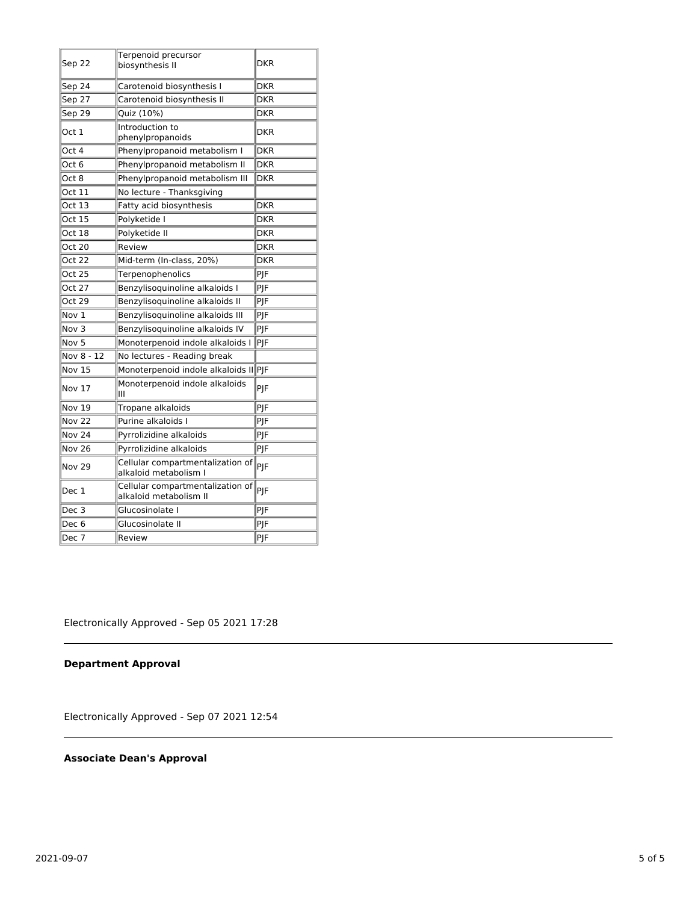| | | |
|---|---|---|
| Sep 22 | Terpenoid precursor biosynthesis II | DKR |
| Sep 24 | Carotenoid biosynthesis I | DKR |
| Sep 27 | Carotenoid biosynthesis II | DKR |
| Sep 29 | Quiz (10%) | DKR |
| Oct 1 | Introduction to phenylpropanoids | DKR |
| Oct 4 | Phenylpropanoid metabolism I | DKR |
| Oct 6 | Phenylpropanoid metabolism II | DKR |
| Oct 8 | Phenylpropanoid metabolism III | DKR |
| Oct 11 | No lecture - Thanksgiving | |
| Oct 13 | Fatty acid biosynthesis | DKR |
| Oct 15 | Polyketide I | DKR |
| Oct 18 | Polyketide II | DKR |
| Oct 20 | Review | DKR |
| Oct 22 | Mid-term (In-class, 20%) | DKR |
| Oct 25 | Terpenophenolics | PJF |
| Oct 27 | Benzylisoquinoline alkaloids I | PJF |
| Oct 29 | Benzylisoquinoline alkaloids II | PJF |
| Nov 1 | Benzylisoquinoline alkaloids III | PJF |
| Nov 3 | Benzylisoquinoline alkaloids IV | PJF |
| Nov 5 | Monoterpenoid indole alkaloids I | PJF |
| Nov 8 - 12 | No lectures - Reading break | |
| Nov 15 | Monoterpenoid indole alkaloids II | PJF |
| Nov 17 | Monoterpenoid indole alkaloids III | PJF |
| Nov 19 | Tropane alkaloids | PJF |
| Nov 22 | Purine alkaloids I | PJF |
| Nov 24 | Pyrrolizidine alkaloids | PJF |
| Nov 26 | Pyrrolizidine alkaloids | PJF |
| Nov 29 | Cellular compartmentalization of alkaloid metabolism I | PJF |
| Dec 1 | Cellular compartmentalization of alkaloid metabolism II | PJF |
| Dec 3 | Glucosinolate I | PJF |
| Dec 6 | Glucosinolate II | PJF |
| Dec 7 | Review | PJF |

Electronically Approved - Sep 05 2021 17:28

---

**Department Approval**

Electronically Approved - Sep 07 2021 12:54

---

**Associate Dean's Approval**